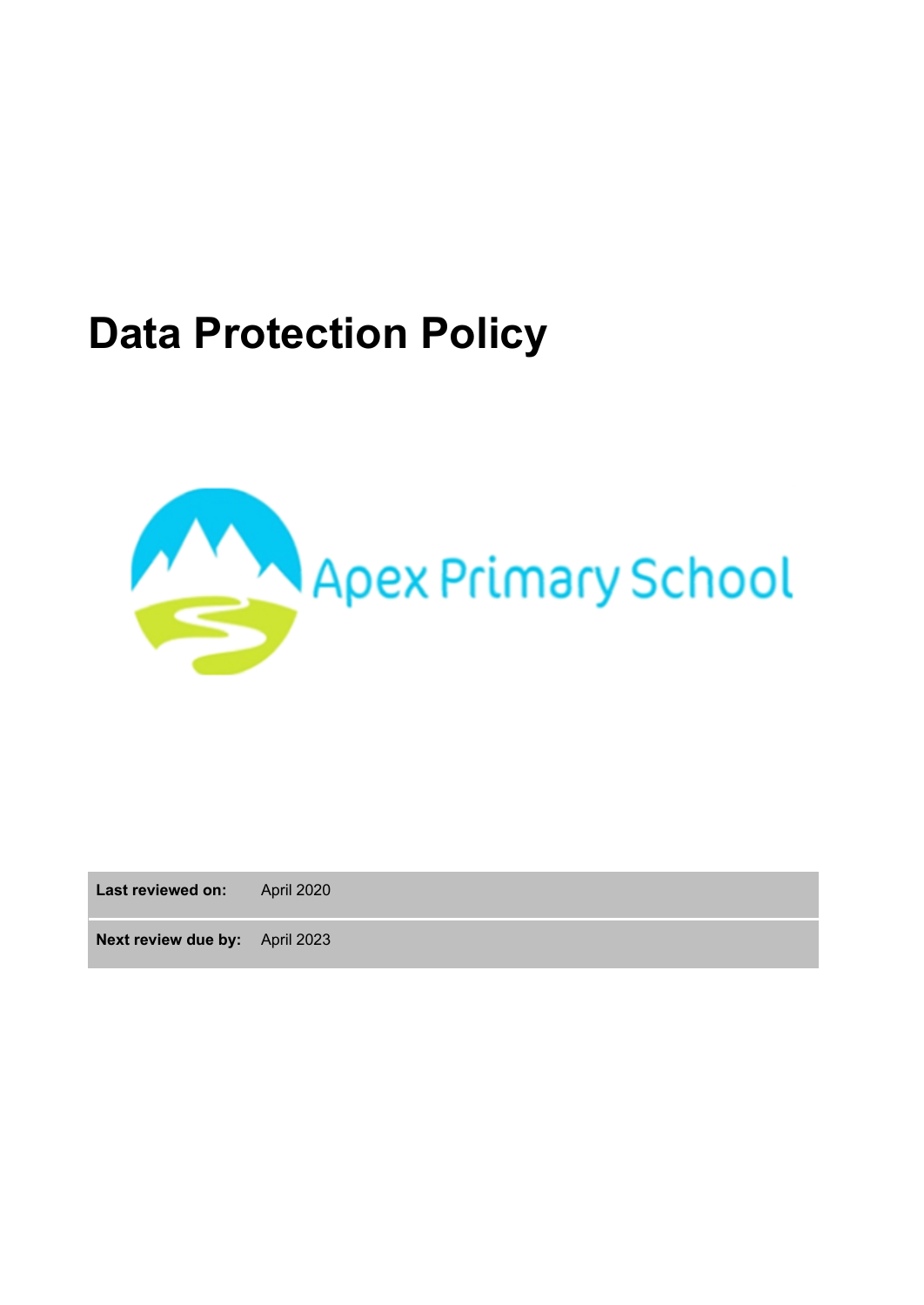# Data Protection Policy

Apex Primary School

| Last reviewed on: | April 2020 |
| --- | --- |
| Next review due by: | April 2023 |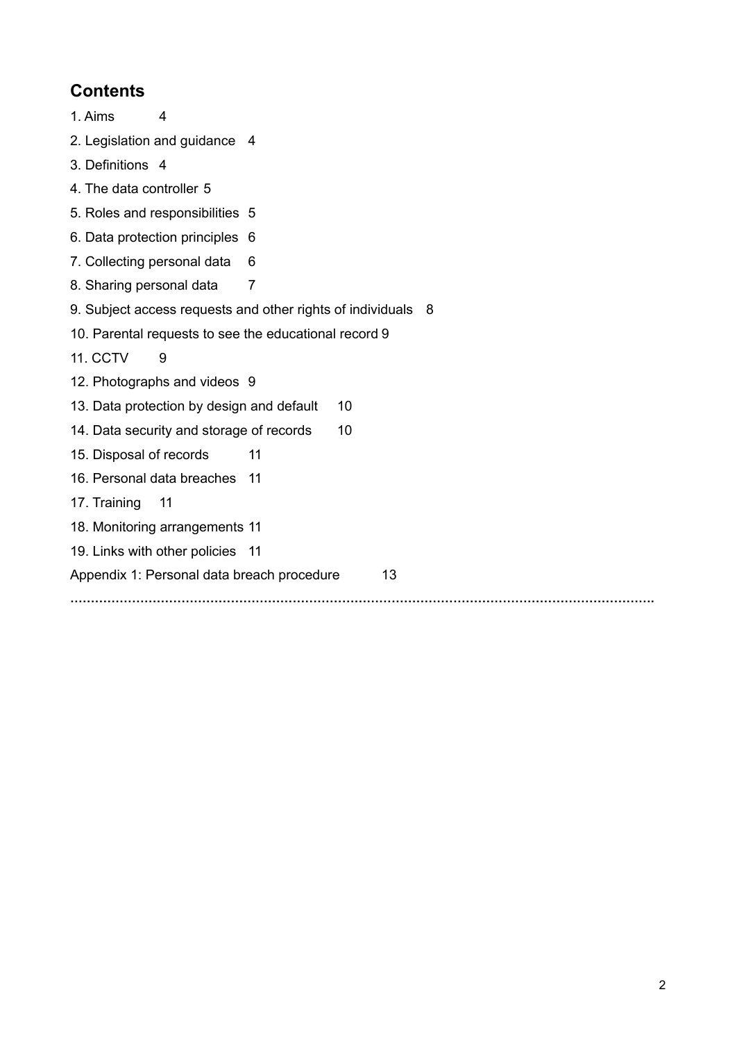## Contents

1. Aims 4
2. Legislation and guidance 4
3. Definitions 4
4. The data controller 5
5. Roles and responsibilities 5
6. Data protection principles 6
7. Collecting personal data 6
8. Sharing personal data 7
9. Subject access requests and other rights of individuals 8
10. Parental requests to see the educational record 9
11. CCTV 9
12. Photographs and videos 9
13. Data protection by design and default 10
14. Data security and storage of records 10
15. Disposal of records 11
16. Personal data breaches 11
17. Training 11
18. Monitoring arrangements 11
19. Links with other policies 11

Appendix 1: Personal data breach procedure 13

.................................................................................................................................................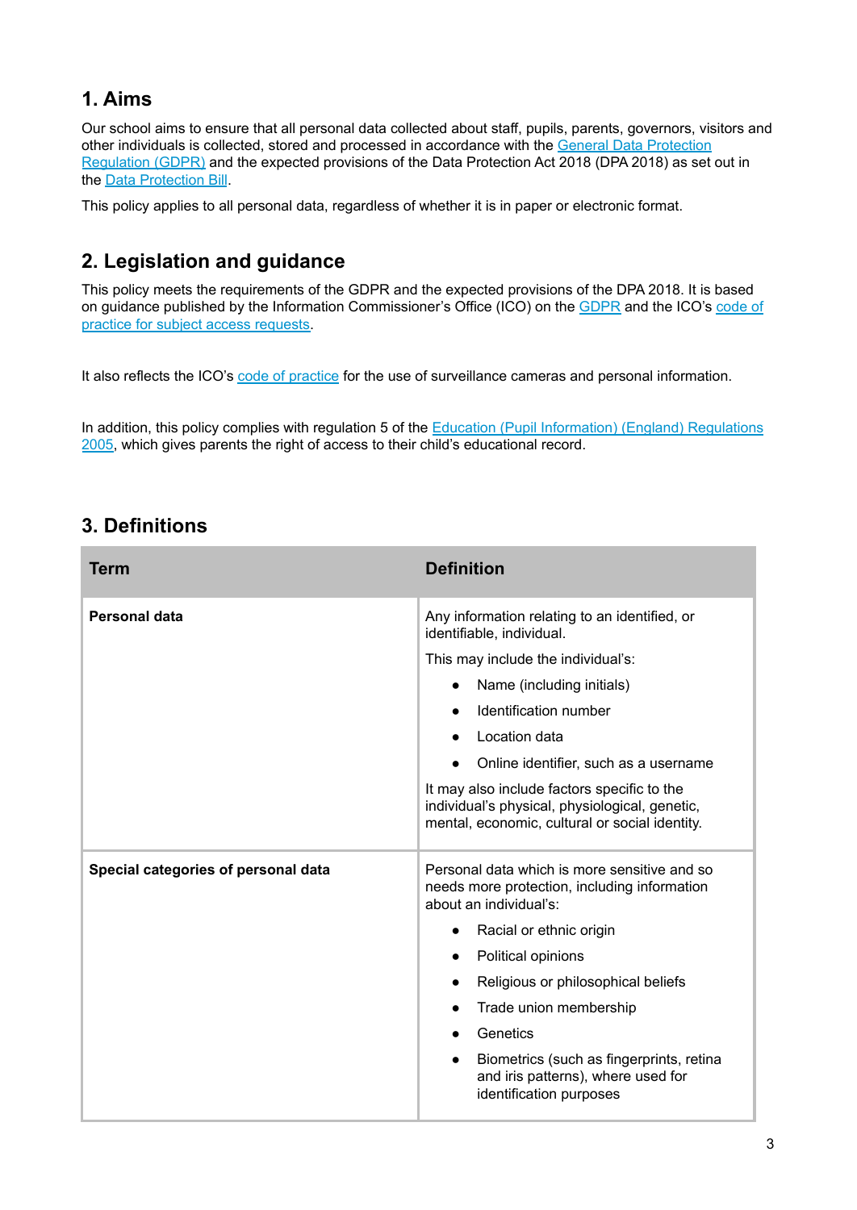## 1. Aims

Our school aims to ensure that all personal data collected about staff, pupils, parents, governors, visitors and other individuals is collected, stored and processed in accordance with the General Data Protection Regulation (GDPR) and the expected provisions of the Data Protection Act 2018 (DPA 2018) as set out in the Data Protection Bill.

This policy applies to all personal data, regardless of whether it is in paper or electronic format.

## 2. Legislation and guidance

This policy meets the requirements of the GDPR and the expected provisions of the DPA 2018. It is based on guidance published by the Information Commissioner's Office (ICO) on the GDPR and the ICO's code of practice for subject access requests.

It also reflects the ICO's code of practice for the use of surveillance cameras and personal information.

In addition, this policy complies with regulation 5 of the Education (Pupil Information) (England) Regulations 2005, which gives parents the right of access to their child's educational record.

## 3. Definitions

| Term | Definition |
|---|---|
| **Personal data** | Any information relating to an identified, or identifiable, individual.<br><br>This may include the individual's:<br>• Name (including initials)<br>• Identification number<br>• Location data<br>• Online identifier, such as a username<br><br>It may also include factors specific to the individual's physical, physiological, genetic, mental, economic, cultural or social identity. |
| **Special categories of personal data** | Personal data which is more sensitive and so needs more protection, including information about an individual's:<br>• Racial or ethnic origin<br>• Political opinions<br>• Religious or philosophical beliefs<br>• Trade union membership<br>• Genetics<br>• Biometrics (such as fingerprints, retina and iris patterns), where used for identification purposes |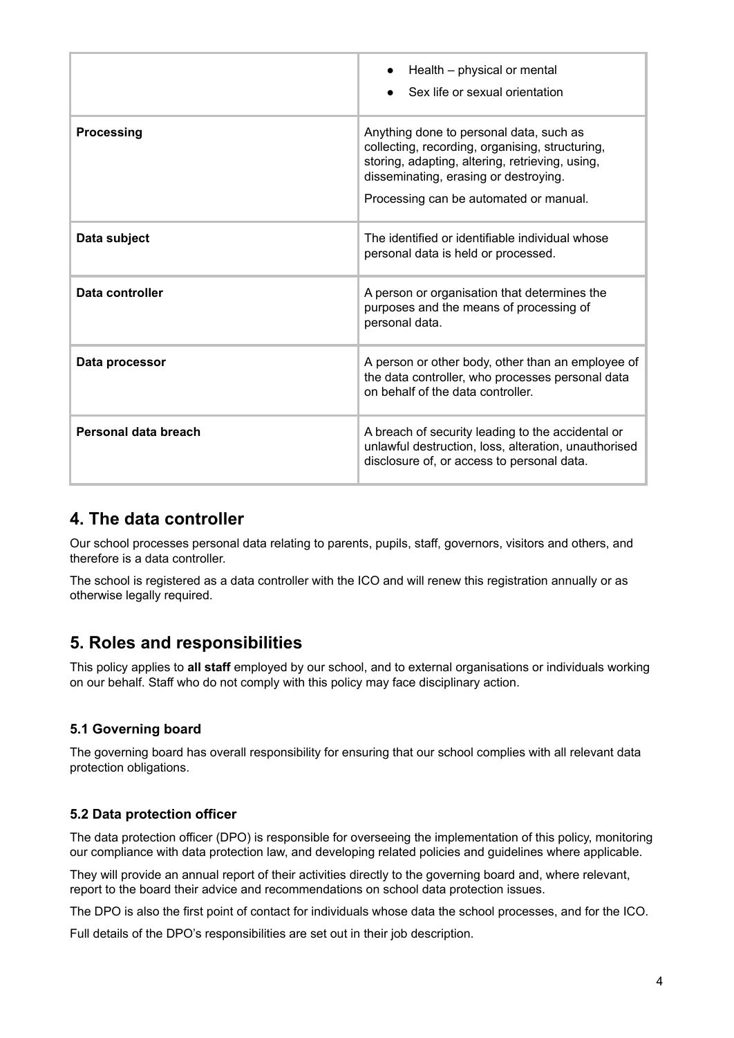| | |
|---|---|
| | • Health – physical or mental<br>• Sex life or sexual orientation |
| **Processing** | Anything done to personal data, such as collecting, recording, organising, structuring, storing, adapting, altering, retrieving, using, disseminating, erasing or destroying.<br>Processing can be automated or manual. |
| **Data subject** | The identified or identifiable individual whose personal data is held or processed. |
| **Data controller** | A person or organisation that determines the purposes and the means of processing of personal data. |
| **Data processor** | A person or other body, other than an employee of the data controller, who processes personal data on behalf of the data controller. |
| **Personal data breach** | A breach of security leading to the accidental or unlawful destruction, loss, alteration, unauthorised disclosure of, or access to personal data. |

## 4. The data controller

Our school processes personal data relating to parents, pupils, staff, governors, visitors and others, and therefore is a data controller.

The school is registered as a data controller with the ICO and will renew this registration annually or as otherwise legally required.

## 5. Roles and responsibilities

This policy applies to **all staff** employed by our school, and to external organisations or individuals working on our behalf. Staff who do not comply with this policy may face disciplinary action.

### 5.1 Governing board

The governing board has overall responsibility for ensuring that our school complies with all relevant data protection obligations.

### 5.2 Data protection officer

The data protection officer (DPO) is responsible for overseeing the implementation of this policy, monitoring our compliance with data protection law, and developing related policies and guidelines where applicable.

They will provide an annual report of their activities directly to the governing board and, where relevant, report to the board their advice and recommendations on school data protection issues.

The DPO is also the first point of contact for individuals whose data the school processes, and for the ICO.

Full details of the DPO's responsibilities are set out in their job description.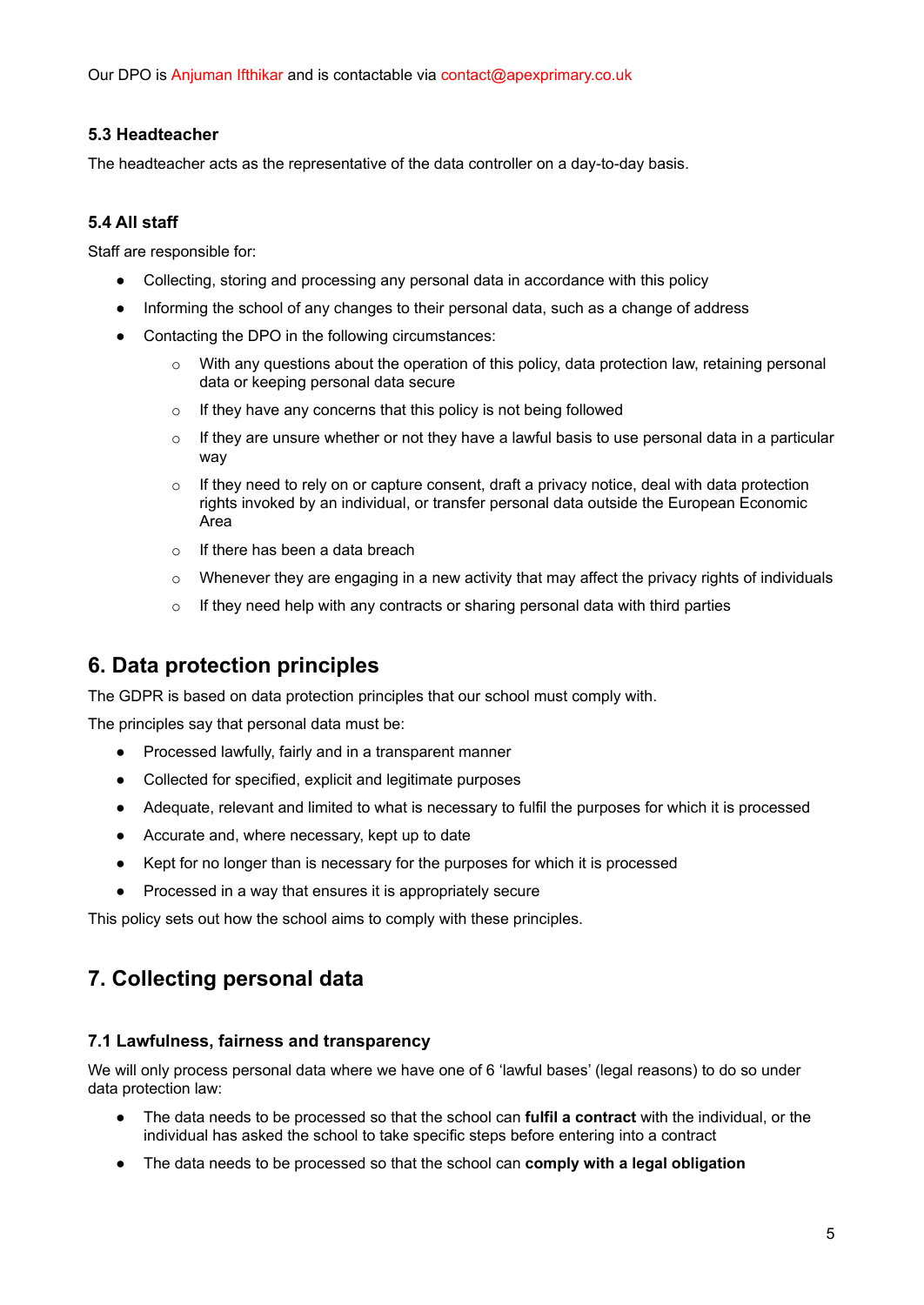Our DPO is Anjuman Ifthikar and is contactable via contact@apexprimary.co.uk

### 5.3 Headteacher

The headteacher acts as the representative of the data controller on a day-to-day basis.

### 5.4 All staff

Staff are responsible for:

- Collecting, storing and processing any personal data in accordance with this policy
- Informing the school of any changes to their personal data, such as a change of address
- Contacting the DPO in the following circumstances:
    - With any questions about the operation of this policy, data protection law, retaining personal data or keeping personal data secure
    - If they have any concerns that this policy is not being followed
    - If they are unsure whether or not they have a lawful basis to use personal data in a particular way
    - If they need to rely on or capture consent, draft a privacy notice, deal with data protection rights invoked by an individual, or transfer personal data outside the European Economic Area
    - If there has been a data breach
    - Whenever they are engaging in a new activity that may affect the privacy rights of individuals
    - If they need help with any contracts or sharing personal data with third parties

## 6. Data protection principles

The GDPR is based on data protection principles that our school must comply with.

The principles say that personal data must be:

- Processed lawfully, fairly and in a transparent manner
- Collected for specified, explicit and legitimate purposes
- Adequate, relevant and limited to what is necessary to fulfil the purposes for which it is processed
- Accurate and, where necessary, kept up to date
- Kept for no longer than is necessary for the purposes for which it is processed
- Processed in a way that ensures it is appropriately secure

This policy sets out how the school aims to comply with these principles.

## 7. Collecting personal data

### 7.1 Lawfulness, fairness and transparency

We will only process personal data where we have one of 6 'lawful bases' (legal reasons) to do so under data protection law:

- The data needs to be processed so that the school can **fulfil a contract** with the individual, or the individual has asked the school to take specific steps before entering into a contract
- The data needs to be processed so that the school can **comply with a legal obligation**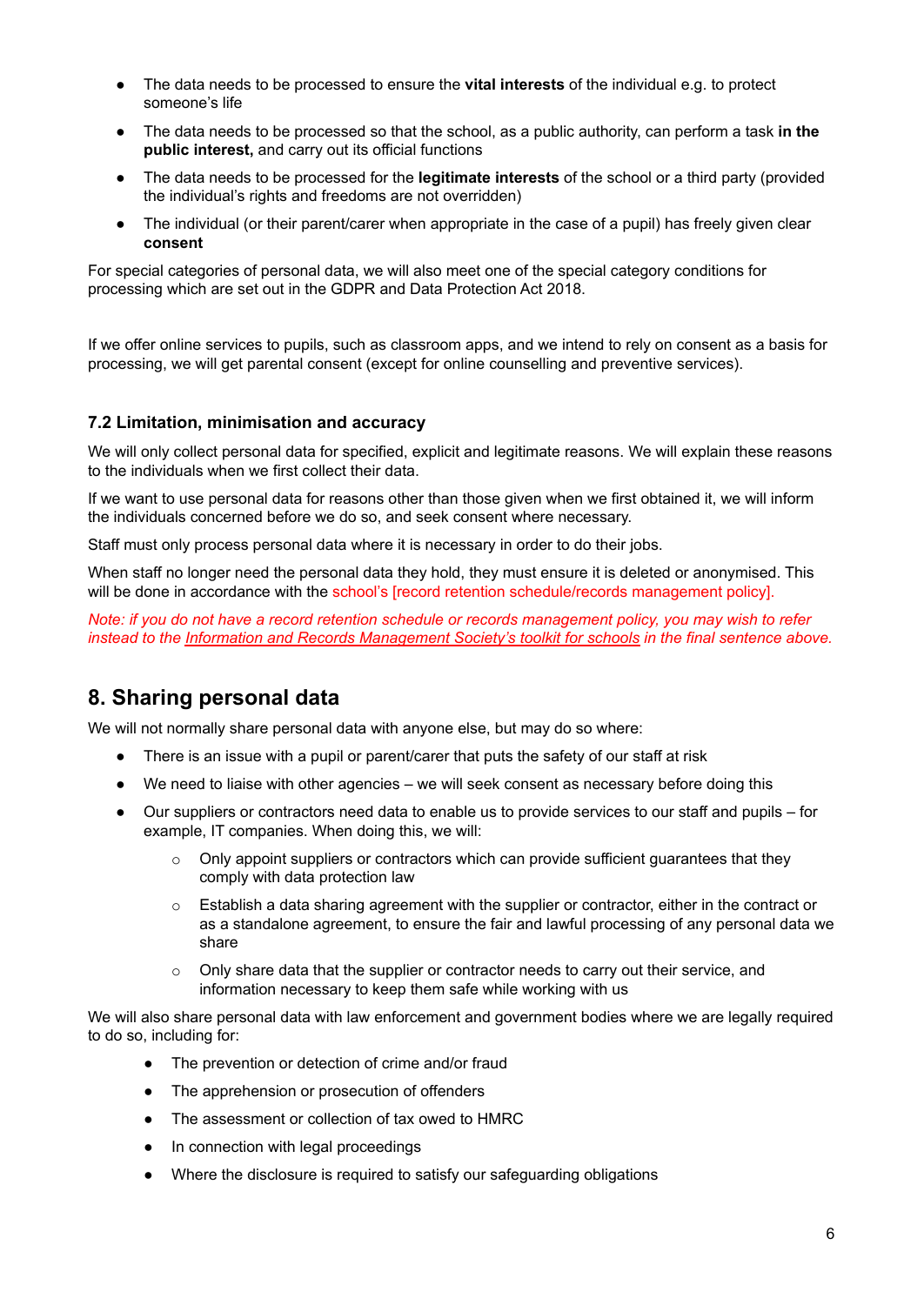- The data needs to be processed to ensure the **vital interests** of the individual e.g. to protect someone's life
- The data needs to be processed so that the school, as a public authority, can perform a task **in the public interest,** and carry out its official functions
- The data needs to be processed for the **legitimate interests** of the school or a third party (provided the individual's rights and freedoms are not overridden)
- The individual (or their parent/carer when appropriate in the case of a pupil) has freely given clear **consent**

For special categories of personal data, we will also meet one of the special category conditions for processing which are set out in the GDPR and Data Protection Act 2018.

If we offer online services to pupils, such as classroom apps, and we intend to rely on consent as a basis for processing, we will get parental consent (except for online counselling and preventive services).

### 7.2 Limitation, minimisation and accuracy

We will only collect personal data for specified, explicit and legitimate reasons. We will explain these reasons to the individuals when we first collect their data.

If we want to use personal data for reasons other than those given when we first obtained it, we will inform the individuals concerned before we do so, and seek consent where necessary.

Staff must only process personal data where it is necessary in order to do their jobs.

When staff no longer need the personal data they hold, they must ensure it is deleted or anonymised. This will be done in accordance with the school's [record retention schedule/records management policy].

*Note: if you do not have a record retention schedule or records management policy, you may wish to refer instead to the Information and Records Management Society's toolkit for schools in the final sentence above.*

## 8. Sharing personal data

We will not normally share personal data with anyone else, but may do so where:

- There is an issue with a pupil or parent/carer that puts the safety of our staff at risk
- We need to liaise with other agencies – we will seek consent as necessary before doing this
- Our suppliers or contractors need data to enable us to provide services to our staff and pupils – for example, IT companies. When doing this, we will:
  - Only appoint suppliers or contractors which can provide sufficient guarantees that they comply with data protection law
  - Establish a data sharing agreement with the supplier or contractor, either in the contract or as a standalone agreement, to ensure the fair and lawful processing of any personal data we share
  - Only share data that the supplier or contractor needs to carry out their service, and information necessary to keep them safe while working with us

We will also share personal data with law enforcement and government bodies where we are legally required to do so, including for:

- The prevention or detection of crime and/or fraud
- The apprehension or prosecution of offenders
- The assessment or collection of tax owed to HMRC
- In connection with legal proceedings
- Where the disclosure is required to satisfy our safeguarding obligations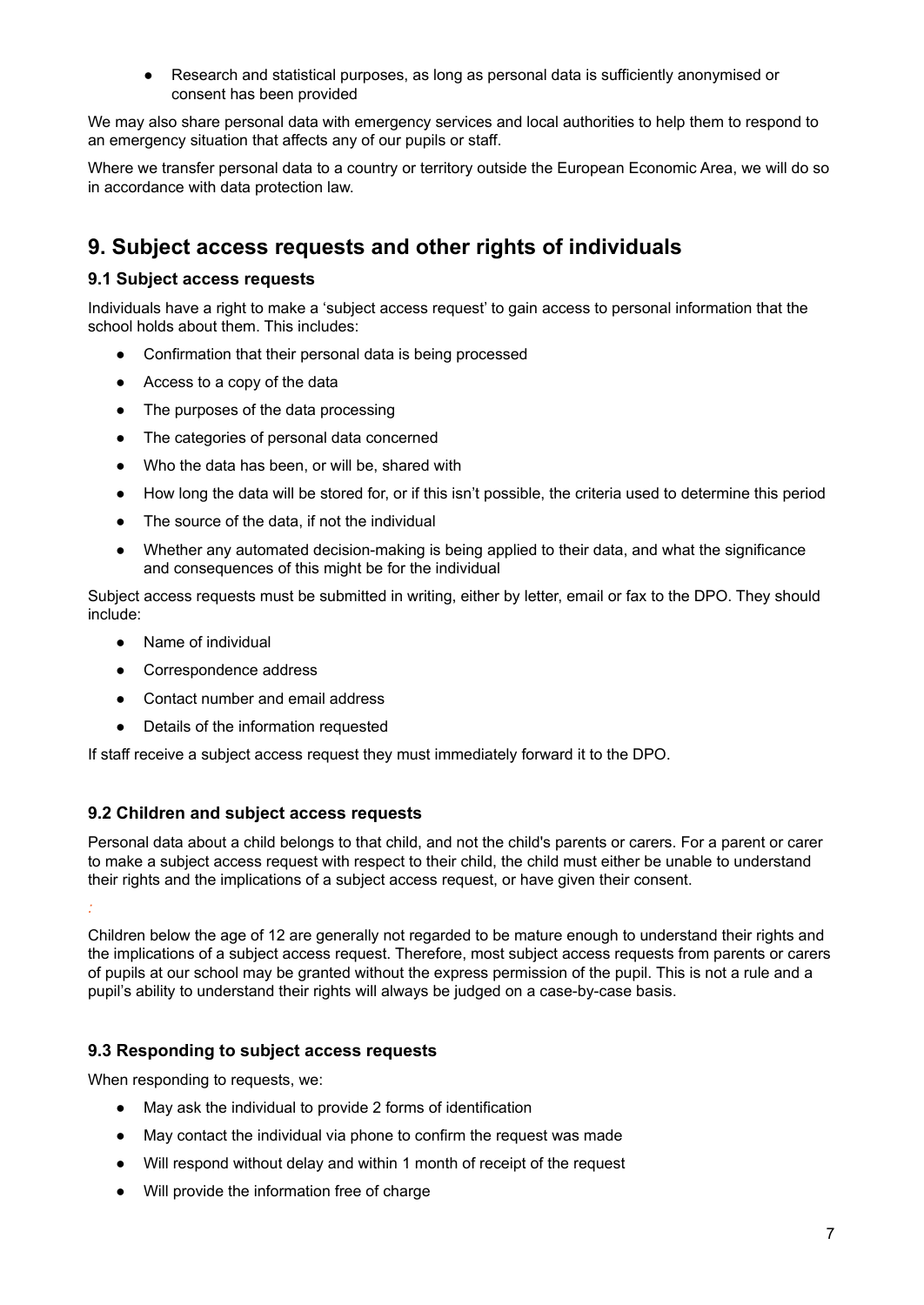- Research and statistical purposes, as long as personal data is sufficiently anonymised or consent has been provided

We may also share personal data with emergency services and local authorities to help them to respond to an emergency situation that affects any of our pupils or staff.

Where we transfer personal data to a country or territory outside the European Economic Area, we will do so in accordance with data protection law.

## 9. Subject access requests and other rights of individuals

### 9.1 Subject access requests

Individuals have a right to make a 'subject access request' to gain access to personal information that the school holds about them. This includes:

- Confirmation that their personal data is being processed
- Access to a copy of the data
- The purposes of the data processing
- The categories of personal data concerned
- Who the data has been, or will be, shared with
- How long the data will be stored for, or if this isn't possible, the criteria used to determine this period
- The source of the data, if not the individual
- Whether any automated decision-making is being applied to their data, and what the significance and consequences of this might be for the individual

Subject access requests must be submitted in writing, either by letter, email or fax to the DPO. They should include:

- Name of individual
- Correspondence address
- Contact number and email address
- Details of the information requested

If staff receive a subject access request they must immediately forward it to the DPO.

### 9.2 Children and subject access requests

Personal data about a child belongs to that child, and not the child's parents or carers. For a parent or carer to make a subject access request with respect to their child, the child must either be unable to understand their rights and the implications of a subject access request, or have given their consent.

:

Children below the age of 12 are generally not regarded to be mature enough to understand their rights and the implications of a subject access request. Therefore, most subject access requests from parents or carers of pupils at our school may be granted without the express permission of the pupil. This is not a rule and a pupil's ability to understand their rights will always be judged on a case-by-case basis.

### 9.3 Responding to subject access requests

When responding to requests, we:

- May ask the individual to provide 2 forms of identification
- May contact the individual via phone to confirm the request was made
- Will respond without delay and within 1 month of receipt of the request
- Will provide the information free of charge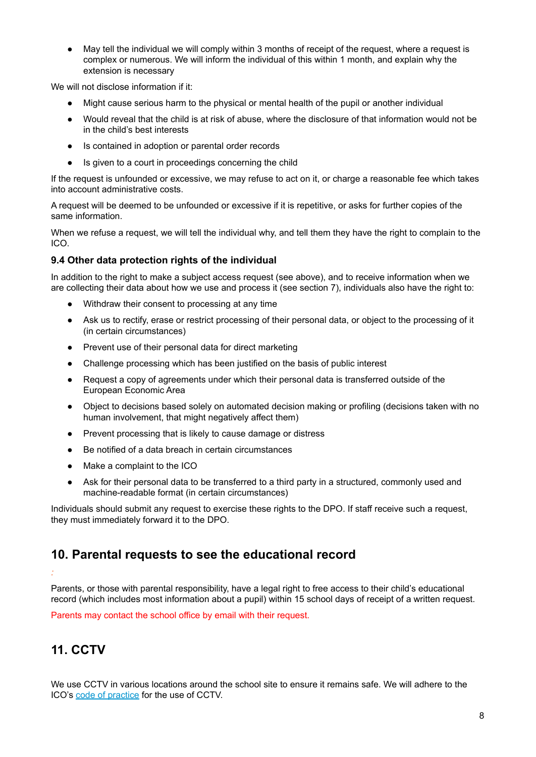- May tell the individual we will comply within 3 months of receipt of the request, where a request is complex or numerous. We will inform the individual of this within 1 month, and explain why the extension is necessary

We will not disclose information if it:

- Might cause serious harm to the physical or mental health of the pupil or another individual
- Would reveal that the child is at risk of abuse, where the disclosure of that information would not be in the child's best interests
- Is contained in adoption or parental order records
- Is given to a court in proceedings concerning the child

If the request is unfounded or excessive, we may refuse to act on it, or charge a reasonable fee which takes into account administrative costs.

A request will be deemed to be unfounded or excessive if it is repetitive, or asks for further copies of the same information.

When we refuse a request, we will tell the individual why, and tell them they have the right to complain to the ICO.

### 9.4 Other data protection rights of the individual

In addition to the right to make a subject access request (see above), and to receive information when we are collecting their data about how we use and process it (see section 7), individuals also have the right to:

- Withdraw their consent to processing at any time
- Ask us to rectify, erase or restrict processing of their personal data, or object to the processing of it (in certain circumstances)
- Prevent use of their personal data for direct marketing
- Challenge processing which has been justified on the basis of public interest
- Request a copy of agreements under which their personal data is transferred outside of the European Economic Area
- Object to decisions based solely on automated decision making or profiling (decisions taken with no human involvement, that might negatively affect them)
- Prevent processing that is likely to cause damage or distress
- Be notified of a data breach in certain circumstances
- Make a complaint to the ICO
- Ask for their personal data to be transferred to a third party in a structured, commonly used and machine-readable format (in certain circumstances)

Individuals should submit any request to exercise these rights to the DPO. If staff receive such a request, they must immediately forward it to the DPO.

## 10. Parental requests to see the educational record

:

Parents, or those with parental responsibility, have a legal right to free access to their child's educational record (which includes most information about a pupil) within 15 school days of receipt of a written request.

Parents may contact the school office by email with their request.

## 11. CCTV

We use CCTV in various locations around the school site to ensure it remains safe. We will adhere to the ICO's code of practice for the use of CCTV.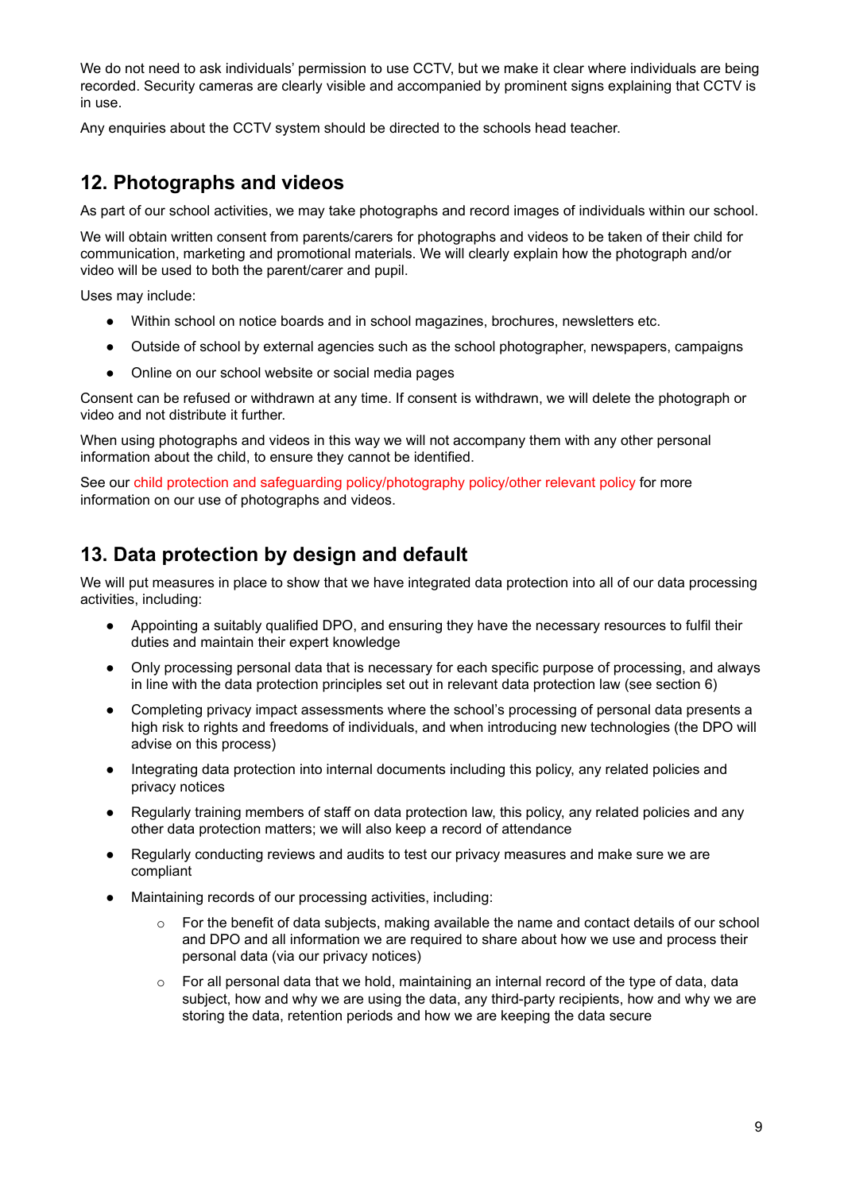We do not need to ask individuals' permission to use CCTV, but we make it clear where individuals are being recorded. Security cameras are clearly visible and accompanied by prominent signs explaining that CCTV is in use.

Any enquiries about the CCTV system should be directed to the schools head teacher.

## 12. Photographs and videos

As part of our school activities, we may take photographs and record images of individuals within our school.

We will obtain written consent from parents/carers for photographs and videos to be taken of their child for communication, marketing and promotional materials. We will clearly explain how the photograph and/or video will be used to both the parent/carer and pupil.

Uses may include:

- Within school on notice boards and in school magazines, brochures, newsletters etc.
- Outside of school by external agencies such as the school photographer, newspapers, campaigns
- Online on our school website or social media pages

Consent can be refused or withdrawn at any time. If consent is withdrawn, we will delete the photograph or video and not distribute it further.

When using photographs and videos in this way we will not accompany them with any other personal information about the child, to ensure they cannot be identified.

See our child protection and safeguarding policy/photography policy/other relevant policy for more information on our use of photographs and videos.

## 13. Data protection by design and default

We will put measures in place to show that we have integrated data protection into all of our data processing activities, including:

- Appointing a suitably qualified DPO, and ensuring they have the necessary resources to fulfil their duties and maintain their expert knowledge
- Only processing personal data that is necessary for each specific purpose of processing, and always in line with the data protection principles set out in relevant data protection law (see section 6)
- Completing privacy impact assessments where the school's processing of personal data presents a high risk to rights and freedoms of individuals, and when introducing new technologies (the DPO will advise on this process)
- Integrating data protection into internal documents including this policy, any related policies and privacy notices
- Regularly training members of staff on data protection law, this policy, any related policies and any other data protection matters; we will also keep a record of attendance
- Regularly conducting reviews and audits to test our privacy measures and make sure we are compliant
- Maintaining records of our processing activities, including:
    - For the benefit of data subjects, making available the name and contact details of our school and DPO and all information we are required to share about how we use and process their personal data (via our privacy notices)
    - For all personal data that we hold, maintaining an internal record of the type of data, data subject, how and why we are using the data, any third-party recipients, how and why we are storing the data, retention periods and how we are keeping the data secure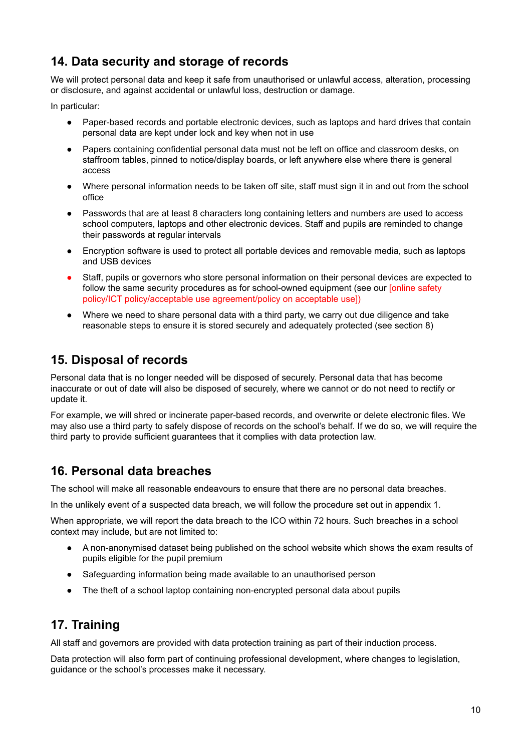## 14. Data security and storage of records

We will protect personal data and keep it safe from unauthorised or unlawful access, alteration, processing or disclosure, and against accidental or unlawful loss, destruction or damage.

In particular:

- Paper-based records and portable electronic devices, such as laptops and hard drives that contain personal data are kept under lock and key when not in use
- Papers containing confidential personal data must not be left on office and classroom desks, on staffroom tables, pinned to notice/display boards, or left anywhere else where there is general access
- Where personal information needs to be taken off site, staff must sign it in and out from the school office
- Passwords that are at least 8 characters long containing letters and numbers are used to access school computers, laptops and other electronic devices. Staff and pupils are reminded to change their passwords at regular intervals
- Encryption software is used to protect all portable devices and removable media, such as laptops and USB devices
- Staff, pupils or governors who store personal information on their personal devices are expected to follow the same security procedures as for school-owned equipment (see our [online safety policy/ICT policy/acceptable use agreement/policy on acceptable use])
- Where we need to share personal data with a third party, we carry out due diligence and take reasonable steps to ensure it is stored securely and adequately protected (see section 8)

## 15. Disposal of records

Personal data that is no longer needed will be disposed of securely. Personal data that has become inaccurate or out of date will also be disposed of securely, where we cannot or do not need to rectify or update it.

For example, we will shred or incinerate paper-based records, and overwrite or delete electronic files. We may also use a third party to safely dispose of records on the school's behalf. If we do so, we will require the third party to provide sufficient guarantees that it complies with data protection law.

## 16. Personal data breaches

The school will make all reasonable endeavours to ensure that there are no personal data breaches.

In the unlikely event of a suspected data breach, we will follow the procedure set out in appendix 1.

When appropriate, we will report the data breach to the ICO within 72 hours. Such breaches in a school context may include, but are not limited to:

- A non-anonymised dataset being published on the school website which shows the exam results of pupils eligible for the pupil premium
- Safeguarding information being made available to an unauthorised person
- The theft of a school laptop containing non-encrypted personal data about pupils

## 17. Training

All staff and governors are provided with data protection training as part of their induction process.

Data protection will also form part of continuing professional development, where changes to legislation, guidance or the school's processes make it necessary.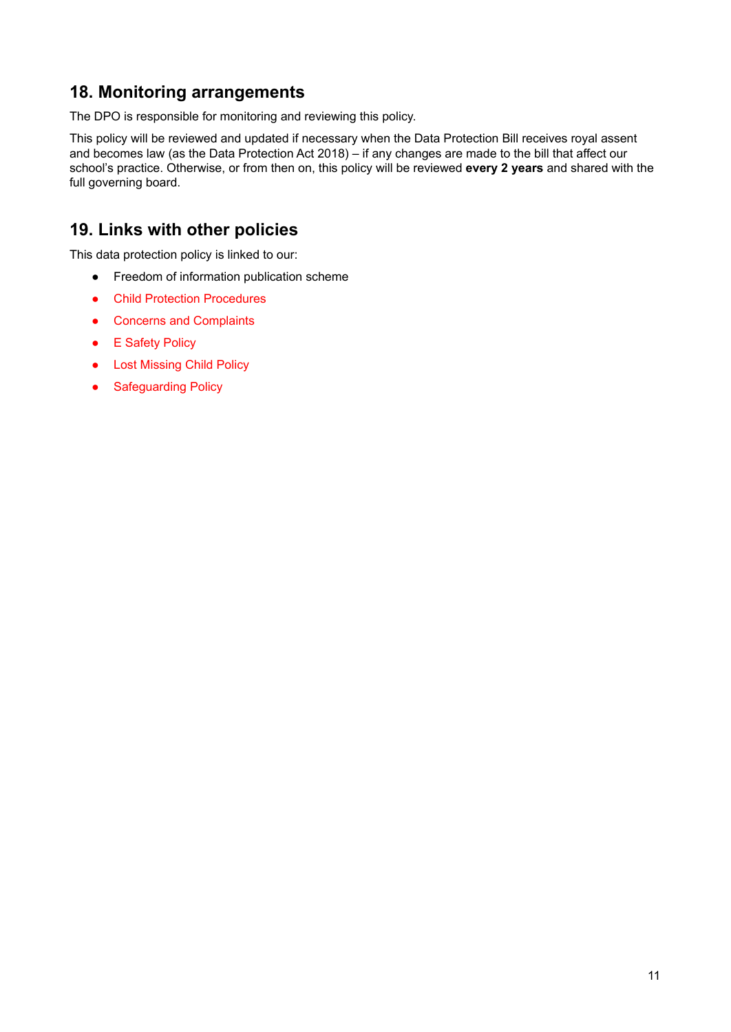## 18. Monitoring arrangements

The DPO is responsible for monitoring and reviewing this policy.

This policy will be reviewed and updated if necessary when the Data Protection Bill receives royal assent and becomes law (as the Data Protection Act 2018) – if any changes are made to the bill that affect our school's practice. Otherwise, or from then on, this policy will be reviewed **every 2 years** and shared with the full governing board.

## 19. Links with other policies

This data protection policy is linked to our:

- Freedom of information publication scheme
- Child Protection Procedures
- Concerns and Complaints
- E Safety Policy
- Lost Missing Child Policy
- Safeguarding Policy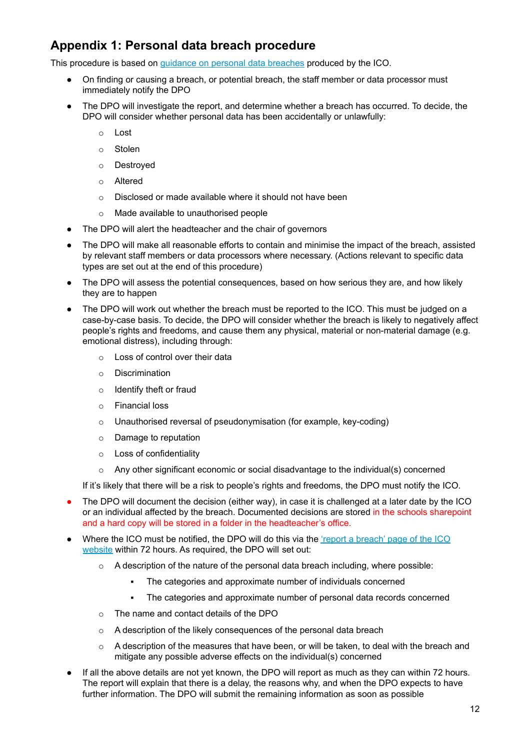## Appendix 1: Personal data breach procedure

This procedure is based on guidance on personal data breaches produced by the ICO.

- On finding or causing a breach, or potential breach, the staff member or data processor must immediately notify the DPO
- The DPO will investigate the report, and determine whether a breach has occurred. To decide, the DPO will consider whether personal data has been accidentally or unlawfully:
  - Lost
  - Stolen
  - Destroyed
  - Altered
  - Disclosed or made available where it should not have been
  - Made available to unauthorised people
- The DPO will alert the headteacher and the chair of governors
- The DPO will make all reasonable efforts to contain and minimise the impact of the breach, assisted by relevant staff members or data processors where necessary. (Actions relevant to specific data types are set out at the end of this procedure)
- The DPO will assess the potential consequences, based on how serious they are, and how likely they are to happen
- The DPO will work out whether the breach must be reported to the ICO. This must be judged on a case-by-case basis. To decide, the DPO will consider whether the breach is likely to negatively affect people's rights and freedoms, and cause them any physical, material or non-material damage (e.g. emotional distress), including through:
  - Loss of control over their data
  - Discrimination
  - Identify theft or fraud
  - Financial loss
  - Unauthorised reversal of pseudonymisation (for example, key-coding)
  - Damage to reputation
  - Loss of confidentiality
  - Any other significant economic or social disadvantage to the individual(s) concerned

  If it's likely that there will be a risk to people's rights and freedoms, the DPO must notify the ICO.
- The DPO will document the decision (either way), in case it is challenged at a later date by the ICO or an individual affected by the breach. Documented decisions are stored in the schools sharepoint and a hard copy will be stored in a folder in the headteacher's office.
- Where the ICO must be notified, the DPO will do this via the 'report a breach' page of the ICO website within 72 hours. As required, the DPO will set out:
  - A description of the nature of the personal data breach including, where possible:
    - The categories and approximate number of individuals concerned
    - The categories and approximate number of personal data records concerned
  - The name and contact details of the DPO
  - A description of the likely consequences of the personal data breach
  - A description of the measures that have been, or will be taken, to deal with the breach and mitigate any possible adverse effects on the individual(s) concerned
- If all the above details are not yet known, the DPO will report as much as they can within 72 hours. The report will explain that there is a delay, the reasons why, and when the DPO expects to have further information. The DPO will submit the remaining information as soon as possible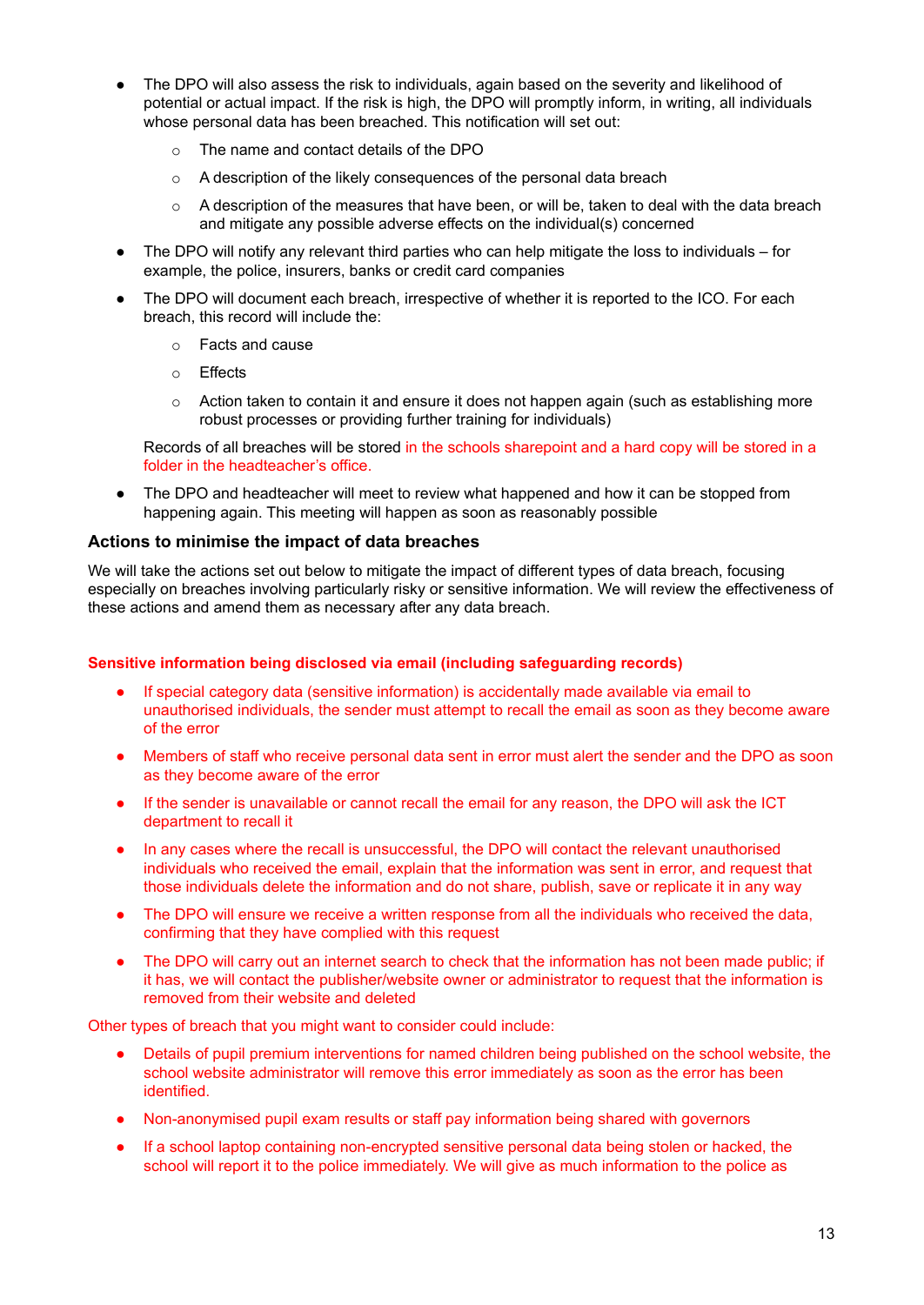- The DPO will also assess the risk to individuals, again based on the severity and likelihood of potential or actual impact. If the risk is high, the DPO will promptly inform, in writing, all individuals whose personal data has been breached. This notification will set out:
    - The name and contact details of the DPO
    - A description of the likely consequences of the personal data breach
    - A description of the measures that have been, or will be, taken to deal with the data breach and mitigate any possible adverse effects on the individual(s) concerned
- The DPO will notify any relevant third parties who can help mitigate the loss to individuals – for example, the police, insurers, banks or credit card companies
- The DPO will document each breach, irrespective of whether it is reported to the ICO. For each breach, this record will include the:
    - Facts and cause
    - Effects
    - Action taken to contain it and ensure it does not happen again (such as establishing more robust processes or providing further training for individuals)

  Records of all breaches will be stored in the schools sharepoint and a hard copy will be stored in a folder in the headteacher's office.
- The DPO and headteacher will meet to review what happened and how it can be stopped from happening again. This meeting will happen as soon as reasonably possible

### Actions to minimise the impact of data breaches

We will take the actions set out below to mitigate the impact of different types of data breach, focusing especially on breaches involving particularly risky or sensitive information. We will review the effectiveness of these actions and amend them as necessary after any data breach.

**Sensitive information being disclosed via email (including safeguarding records)**

- If special category data (sensitive information) is accidentally made available via email to unauthorised individuals, the sender must attempt to recall the email as soon as they become aware of the error
- Members of staff who receive personal data sent in error must alert the sender and the DPO as soon as they become aware of the error
- If the sender is unavailable or cannot recall the email for any reason, the DPO will ask the ICT department to recall it
- In any cases where the recall is unsuccessful, the DPO will contact the relevant unauthorised individuals who received the email, explain that the information was sent in error, and request that those individuals delete the information and do not share, publish, save or replicate it in any way
- The DPO will ensure we receive a written response from all the individuals who received the data, confirming that they have complied with this request
- The DPO will carry out an internet search to check that the information has not been made public; if it has, we will contact the publisher/website owner or administrator to request that the information is removed from their website and deleted

Other types of breach that you might want to consider could include:

- Details of pupil premium interventions for named children being published on the school website, the school website administrator will remove this error immediately as soon as the error has been identified.
- Non-anonymised pupil exam results or staff pay information being shared with governors
- If a school laptop containing non-encrypted sensitive personal data being stolen or hacked, the school will report it to the police immediately. We will give as much information to the police as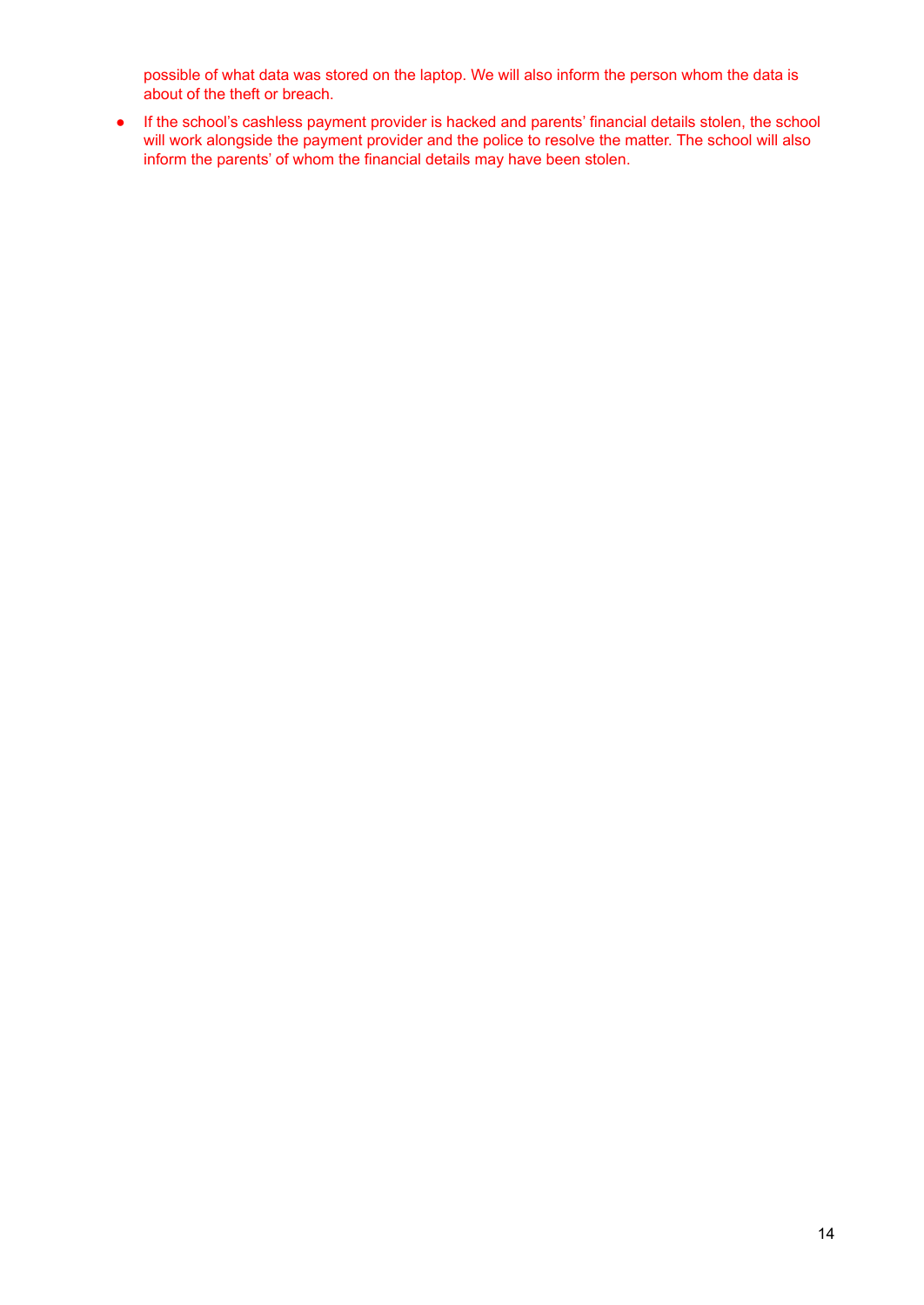possible of what data was stored on the laptop. We will also inform the person whom the data is about of the theft or breach.

- If the school's cashless payment provider is hacked and parents' financial details stolen, the school will work alongside the payment provider and the police to resolve the matter. The school will also inform the parents' of whom the financial details may have been stolen.